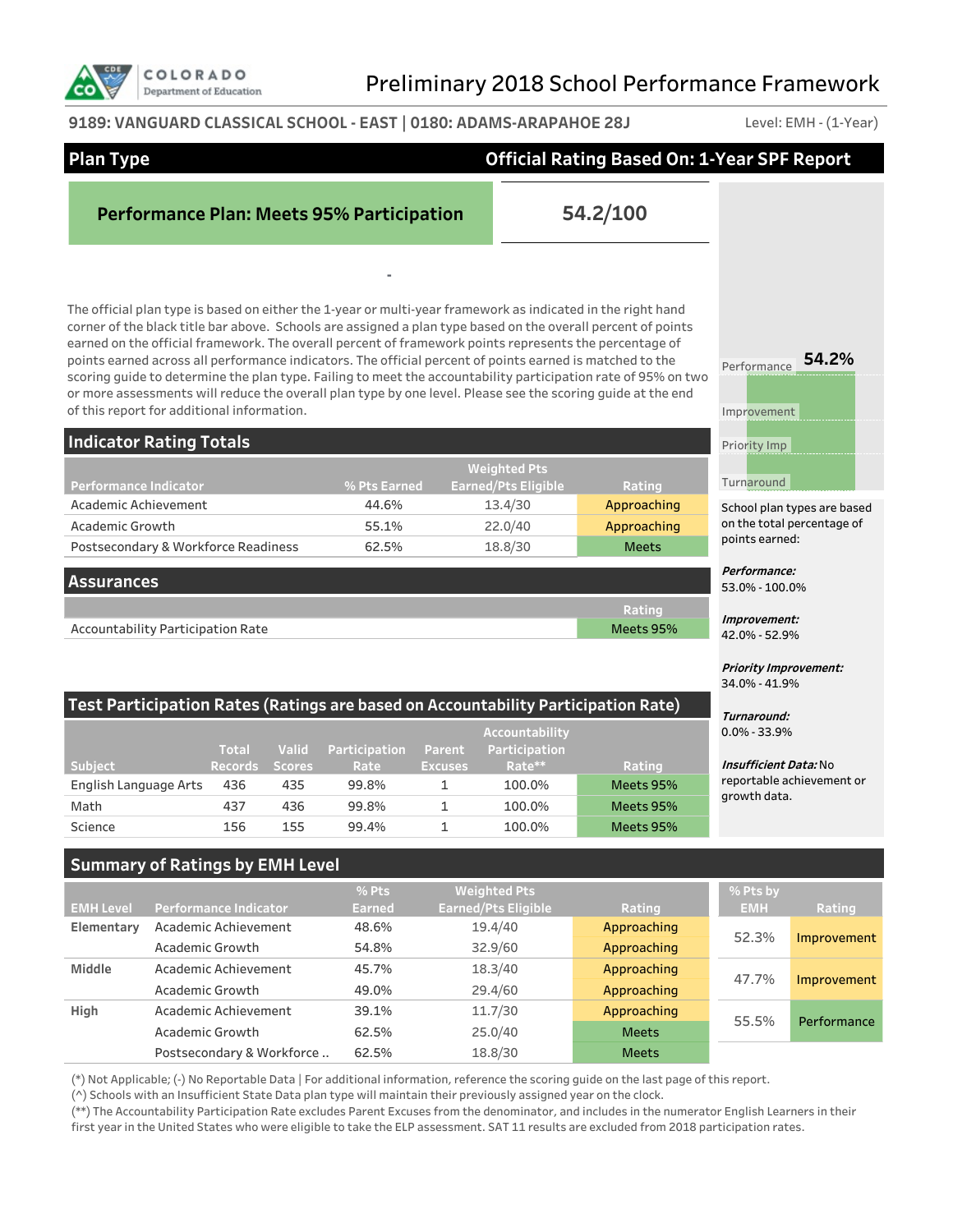# Preliminary 2018 School Performance Framework

**9189: VANGUARD CLASSICAL SCHOOL - EAST | 0180: ADAMS-ARAPAHOE 28J**

Level: EMH - (1-Year)

## Plan Type

**Official Rating Based On: 1-Year SPF Report**

**Performance Plan: Meets 95% Participation**

**54.2/100**

-

The official plan type is based on either the 1-year or multi-year framework as indicated in the right hand corner of the black title bar above. Schools are assigned a plan type based on the overall percent of points earned on the official framework. The overall percent of framework points represents the percentage of points earned across all performance indicators. The official percent of points earned is matched to the scoring guide to determine the plan type. Failing to meet the accountability participation rate of 95% on two or more assessments will reduce the overall plan type by one level. Please see the scoring guide at the end of this report for additional information.

Performance **54.2%**

Improvement

Priority Imp

Turnaround

School plan types are based on the total percentage of points earned:

***Performance:*** 53.0% - 100.0%

***Improvement:*** 42.0% - 52.9%

***Priority Improvement:*** 34.0% - 41.9%

***Turnaround:*** 0.0% - 33.9%

***Insufficient Data:*** No reportable achievement or growth data.

## Indicator Rating Totals

| Performance Indicator | % Pts Earned | Weighted Pts Earned/Pts Eligible | Rating |
|---|---|---|---|
| Academic Achievement | 44.6% | 13.4/30 | Approaching |
| Academic Growth | 55.1% | 22.0/40 | Approaching |
| Postsecondary & Workforce Readiness | 62.5% | 18.8/30 | Meets |

## Assurances

| | Rating |
|---|---|
| Accountability Participation Rate | Meets 95% |

## Test Participation Rates (Ratings are based on Accountability Participation Rate)

| Subject | Total Records | Valid Scores | Participation Rate | Parent Excuses | Accountability Participation Rate** | Rating |
|---|---|---|---|---|---|---|
| English Language Arts | 436 | 435 | 99.8% | 1 | 100.0% | Meets 95% |
| Math | 437 | 436 | 99.8% | 1 | 100.0% | Meets 95% |
| Science | 156 | 155 | 99.4% | 1 | 100.0% | Meets 95% |

## Summary of Ratings by EMH Level

| EMH Level | Performance Indicator | % Pts Earned | Weighted Pts Earned/Pts Eligible | Rating | % Pts by EMH | Rating |
|---|---|---|---|---|---|---|
| Elementary | Academic Achievement | 48.6% | 19.4/40 | Approaching | 52.3% | Improvement |
| | Academic Growth | 54.8% | 32.9/60 | Approaching | | |
| Middle | Academic Achievement | 45.7% | 18.3/40 | Approaching | 47.7% | Improvement |
| | Academic Growth | 49.0% | 29.4/60 | Approaching | | |
| High | Academic Achievement | 39.1% | 11.7/30 | Approaching | 55.5% | Performance |
| | Academic Growth | 62.5% | 25.0/40 | Meets | | |
| | Postsecondary & Workforce .. | 62.5% | 18.8/30 | Meets | | |

(*) Not Applicable; (-) No Reportable Data | For additional information, reference the scoring guide on the last page of this report.
(^) Schools with an Insufficient State Data plan type will maintain their previously assigned year on the clock.
(**) The Accountability Participation Rate excludes Parent Excuses from the denominator, and includes in the numerator English Learners in their first year in the United States who were eligible to take the ELP assessment. SAT 11 results are excluded from 2018 participation rates.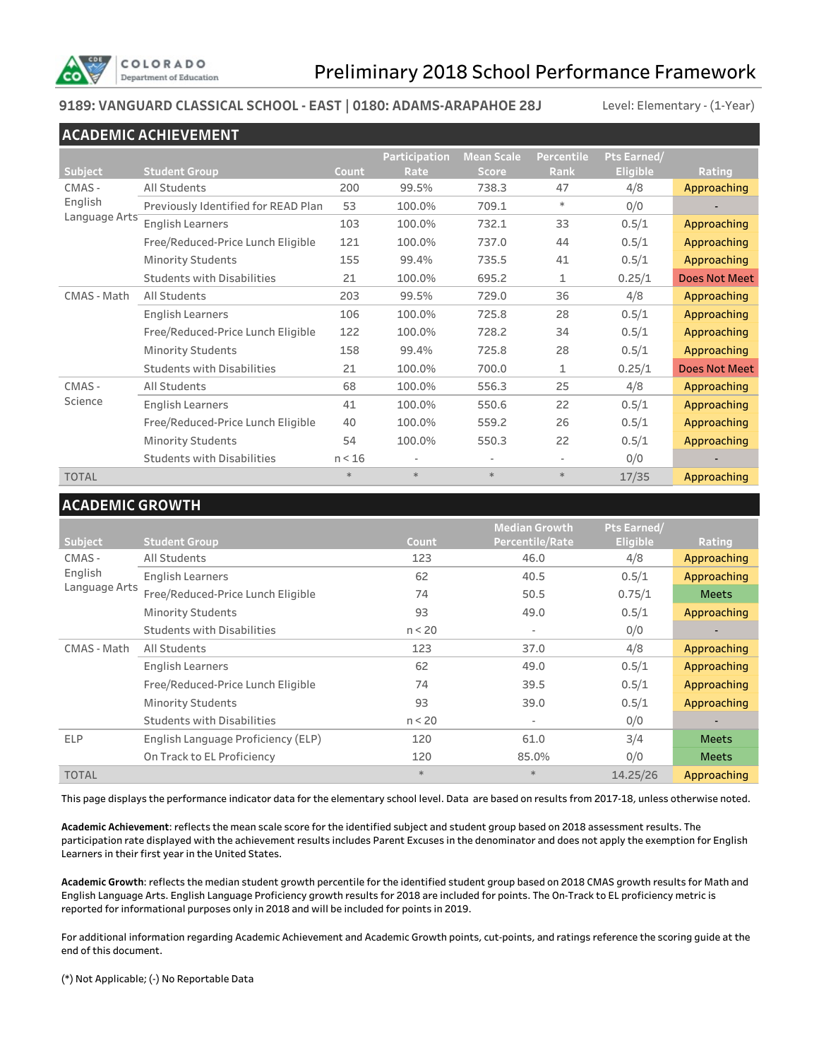# Preliminary 2018 School Performance Framework

## 9189: VANGUARD CLASSICAL SCHOOL - EAST | 0180: ADAMS-ARAPAHOE 28J

Level: Elementary - (1-Year)

## ACADEMIC ACHIEVEMENT

| Subject | Student Group | Count | Participation Rate | Mean Scale Score | Percentile Rank | Pts Earned/ Eligible | Rating |
|---|---|---|---|---|---|---|---|
| CMAS - English Language Arts | All Students | 200 | 99.5% | 738.3 | 47 | 4/8 | Approaching |
| | Previously Identified for READ Plan | 53 | 100.0% | 709.1 | * | 0/0 | - |
| | English Learners | 103 | 100.0% | 732.1 | 33 | 0.5/1 | Approaching |
| | Free/Reduced-Price Lunch Eligible | 121 | 100.0% | 737.0 | 44 | 0.5/1 | Approaching |
| | Minority Students | 155 | 99.4% | 735.5 | 41 | 0.5/1 | Approaching |
| | Students with Disabilities | 21 | 100.0% | 695.2 | 1 | 0.25/1 | Does Not Meet |
| CMAS - Math | All Students | 203 | 99.5% | 729.0 | 36 | 4/8 | Approaching |
| | English Learners | 106 | 100.0% | 725.8 | 28 | 0.5/1 | Approaching |
| | Free/Reduced-Price Lunch Eligible | 122 | 100.0% | 728.2 | 34 | 0.5/1 | Approaching |
| | Minority Students | 158 | 99.4% | 725.8 | 28 | 0.5/1 | Approaching |
| | Students with Disabilities | 21 | 100.0% | 700.0 | 1 | 0.25/1 | Does Not Meet |
| CMAS - Science | All Students | 68 | 100.0% | 556.3 | 25 | 4/8 | Approaching |
| | English Learners | 41 | 100.0% | 550.6 | 22 | 0.5/1 | Approaching |
| | Free/Reduced-Price Lunch Eligible | 40 | 100.0% | 559.2 | 26 | 0.5/1 | Approaching |
| | Minority Students | 54 | 100.0% | 550.3 | 22 | 0.5/1 | Approaching |
| | Students with Disabilities | n < 16 | - | - | - | 0/0 | - |
| TOTAL | | * | * | * | * | 17/35 | Approaching |

## ACADEMIC GROWTH

| Subject | Student Group | Count | Median Growth Percentile/Rate | Pts Earned/ Eligible | Rating |
|---|---|---|---|---|---|
| CMAS - English Language Arts | All Students | 123 | 46.0 | 4/8 | Approaching |
| | English Learners | 62 | 40.5 | 0.5/1 | Approaching |
| | Free/Reduced-Price Lunch Eligible | 74 | 50.5 | 0.75/1 | Meets |
| | Minority Students | 93 | 49.0 | 0.5/1 | Approaching |
| | Students with Disabilities | n < 20 | - | 0/0 | - |
| CMAS - Math | All Students | 123 | 37.0 | 4/8 | Approaching |
| | English Learners | 62 | 49.0 | 0.5/1 | Approaching |
| | Free/Reduced-Price Lunch Eligible | 74 | 39.5 | 0.5/1 | Approaching |
| | Minority Students | 93 | 39.0 | 0.5/1 | Approaching |
| | Students with Disabilities | n < 20 | - | 0/0 | - |
| ELP | English Language Proficiency (ELP) | 120 | 61.0 | 3/4 | Meets |
| | On Track to EL Proficiency | 120 | 85.0% | 0/0 | Meets |
| TOTAL | | * | * | 14.25/26 | Approaching |

This page displays the performance indicator data for the elementary school level. Data are based on results from 2017-18, unless otherwise noted.

**Academic Achievement**: reflects the mean scale score for the identified subject and student group based on 2018 assessment results. The participation rate displayed with the achievement results includes Parent Excuses in the denominator and does not apply the exemption for English Learners in their first year in the United States.

**Academic Growth**: reflects the median student growth percentile for the identified student group based on 2018 CMAS growth results for Math and English Language Arts. English Language Proficiency growth results for 2018 are included for points. The On-Track to EL proficiency metric is reported for informational purposes only in 2018 and will be included for points in 2019.

For additional information regarding Academic Achievement and Academic Growth points, cut-points, and ratings reference the scoring guide at the end of this document.

(*) Not Applicable; (-) No Reportable Data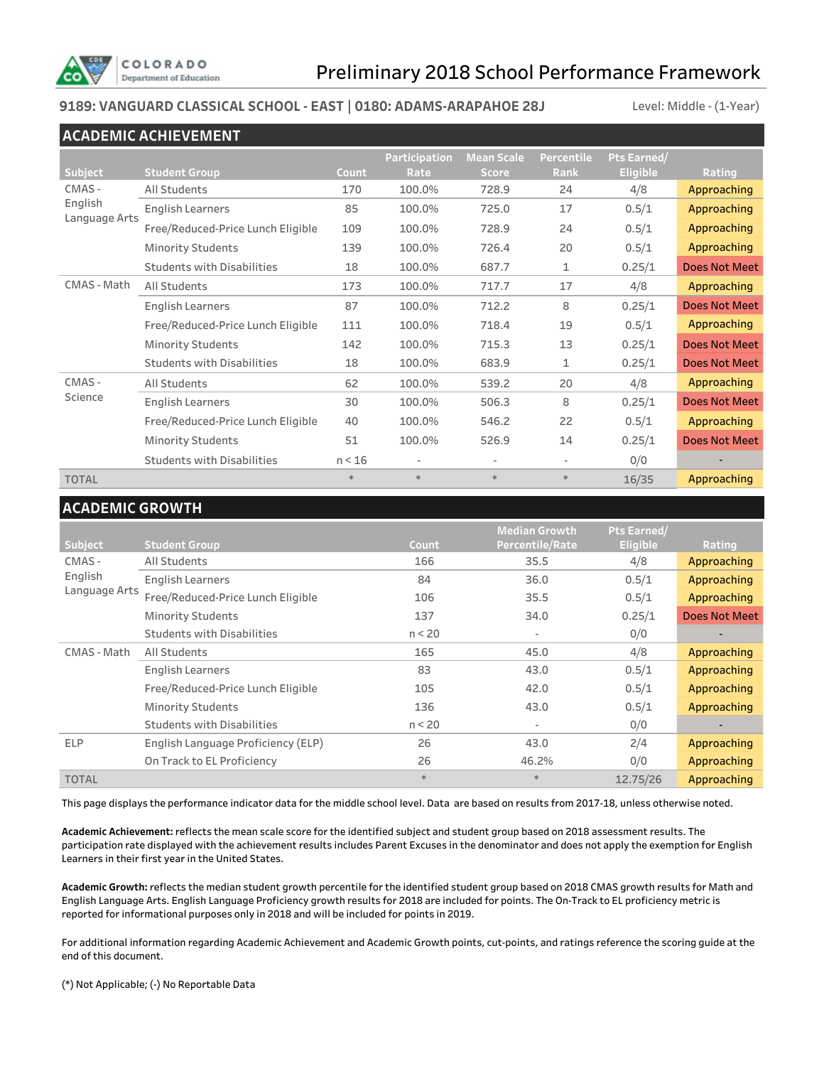# Preliminary 2018 School Performance Framework

**9189: VANGUARD CLASSICAL SCHOOL - EAST | 0180: ADAMS-ARAPAHOE 28J**

Level: Middle - (1-Year)

## ACADEMIC ACHIEVEMENT

| Subject | Student Group | Count | Participation Rate | Mean Scale Score | Percentile Rank | Pts Earned/ Eligible | Rating |
|---|---|---|---|---|---|---|---|
| CMAS - English Language Arts | All Students | 170 | 100.0% | 728.9 | 24 | 4/8 | Approaching |
| | English Learners | 85 | 100.0% | 725.0 | 17 | 0.5/1 | Approaching |
| | Free/Reduced-Price Lunch Eligible | 109 | 100.0% | 728.9 | 24 | 0.5/1 | Approaching |
| | Minority Students | 139 | 100.0% | 726.4 | 20 | 0.5/1 | Approaching |
| | Students with Disabilities | 18 | 100.0% | 687.7 | 1 | 0.25/1 | Does Not Meet |
| CMAS - Math | All Students | 173 | 100.0% | 717.7 | 17 | 4/8 | Approaching |
| | English Learners | 87 | 100.0% | 712.2 | 8 | 0.25/1 | Does Not Meet |
| | Free/Reduced-Price Lunch Eligible | 111 | 100.0% | 718.4 | 19 | 0.5/1 | Approaching |
| | Minority Students | 142 | 100.0% | 715.3 | 13 | 0.25/1 | Does Not Meet |
| | Students with Disabilities | 18 | 100.0% | 683.9 | 1 | 0.25/1 | Does Not Meet |
| CMAS - Science | All Students | 62 | 100.0% | 539.2 | 20 | 4/8 | Approaching |
| | English Learners | 30 | 100.0% | 506.3 | 8 | 0.25/1 | Does Not Meet |
| | Free/Reduced-Price Lunch Eligible | 40 | 100.0% | 546.2 | 22 | 0.5/1 | Approaching |
| | Minority Students | 51 | 100.0% | 526.9 | 14 | 0.25/1 | Does Not Meet |
| | Students with Disabilities | n < 16 | - | - | - | 0/0 | - |
| TOTAL | | * | * | * | * | 16/35 | Approaching |

## ACADEMIC GROWTH

| Subject | Student Group | Count | Median Growth Percentile/Rate | Pts Earned/ Eligible | Rating |
|---|---|---|---|---|---|
| CMAS - English Language Arts | All Students | 166 | 35.5 | 4/8 | Approaching |
| | English Learners | 84 | 36.0 | 0.5/1 | Approaching |
| | Free/Reduced-Price Lunch Eligible | 106 | 35.5 | 0.5/1 | Approaching |
| | Minority Students | 137 | 34.0 | 0.25/1 | Does Not Meet |
| | Students with Disabilities | n < 20 | - | 0/0 | - |
| CMAS - Math | All Students | 165 | 45.0 | 4/8 | Approaching |
| | English Learners | 83 | 43.0 | 0.5/1 | Approaching |
| | Free/Reduced-Price Lunch Eligible | 105 | 42.0 | 0.5/1 | Approaching |
| | Minority Students | 136 | 43.0 | 0.5/1 | Approaching |
| | Students with Disabilities | n < 20 | - | 0/0 | - |
| ELP | English Language Proficiency (ELP) | 26 | 43.0 | 2/4 | Approaching |
| | On Track to EL Proficiency | 26 | 46.2% | 0/0 | Approaching |
| TOTAL | | * | * | 12.75/26 | Approaching |

This page displays the performance indicator data for the middle school level. Data are based on results from 2017-18, unless otherwise noted.

**Academic Achievement:** reflects the mean scale score for the identified subject and student group based on 2018 assessment results. The participation rate displayed with the achievement results includes Parent Excuses in the denominator and does not apply the exemption for English Learners in their first year in the United States.

**Academic Growth:** reflects the median student growth percentile for the identified student group based on 2018 CMAS growth results for Math and English Language Arts. English Language Proficiency growth results for 2018 are included for points. The On-Track to EL proficiency metric is reported for informational purposes only in 2018 and will be included for points in 2019.

For additional information regarding Academic Achievement and Academic Growth points, cut-points, and ratings reference the scoring guide at the end of this document.

(*) Not Applicable; (-) No Reportable Data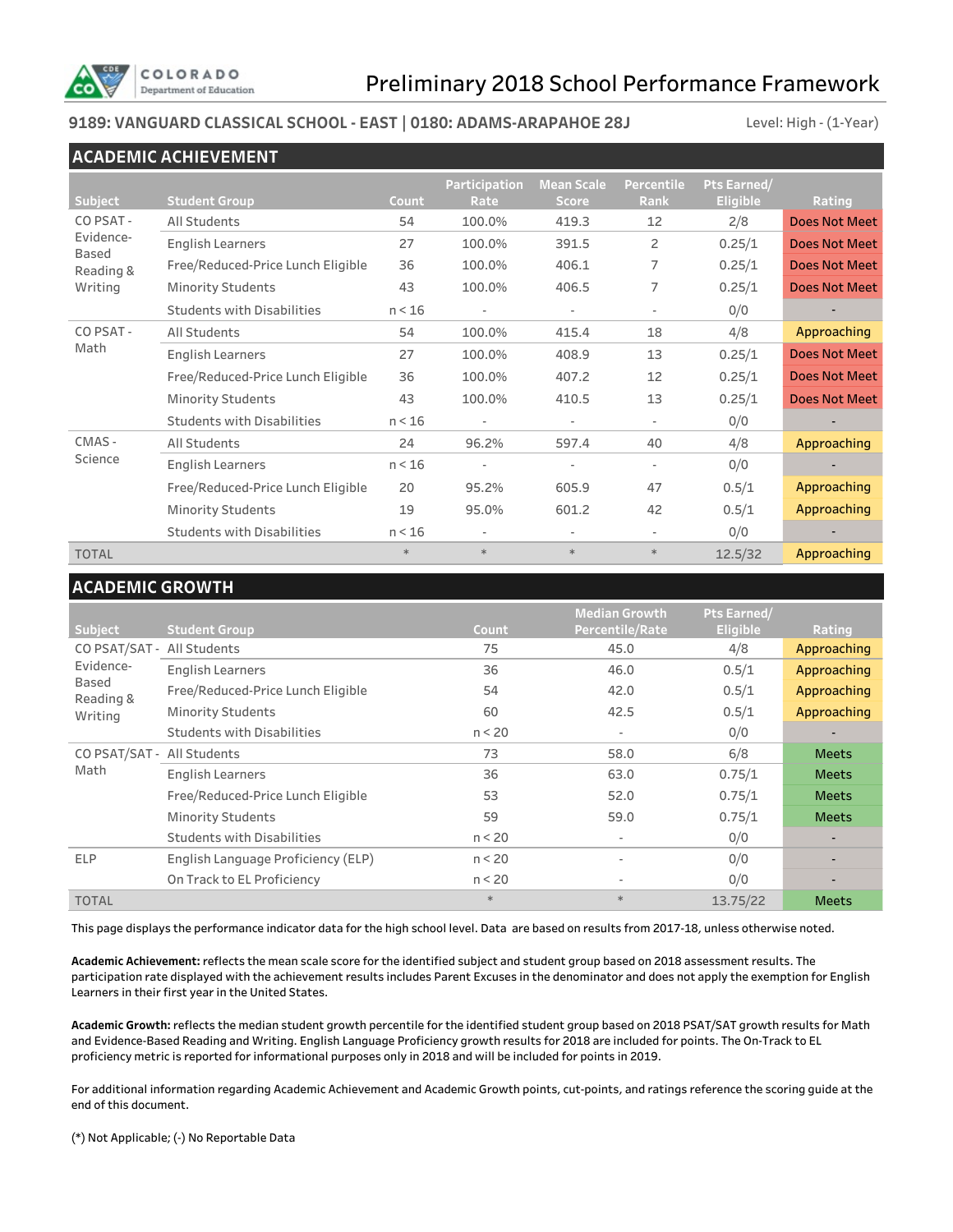# Preliminary 2018 School Performance Framework

**9189: VANGUARD CLASSICAL SCHOOL - EAST | 0180: ADAMS-ARAPAHOE 28J** Level: High - (1-Year)

## ACADEMIC ACHIEVEMENT

| Subject | Student Group | Count | Participation Rate | Mean Scale Score | Percentile Rank | Pts Earned/ Eligible | Rating |
|---|---|---|---|---|---|---|---|
| CO PSAT - Evidence-Based Reading & Writing | All Students | 54 | 100.0% | 419.3 | 12 | 2/8 | Does Not Meet |
| | English Learners | 27 | 100.0% | 391.5 | 2 | 0.25/1 | Does Not Meet |
| | Free/Reduced-Price Lunch Eligible | 36 | 100.0% | 406.1 | 7 | 0.25/1 | Does Not Meet |
| | Minority Students | 43 | 100.0% | 406.5 | 7 | 0.25/1 | Does Not Meet |
| | Students with Disabilities | n < 16 | - | - | - | 0/0 | - |
| CO PSAT - Math | All Students | 54 | 100.0% | 415.4 | 18 | 4/8 | Approaching |
| | English Learners | 27 | 100.0% | 408.9 | 13 | 0.25/1 | Does Not Meet |
| | Free/Reduced-Price Lunch Eligible | 36 | 100.0% | 407.2 | 12 | 0.25/1 | Does Not Meet |
| | Minority Students | 43 | 100.0% | 410.5 | 13 | 0.25/1 | Does Not Meet |
| | Students with Disabilities | n < 16 | - | - | - | 0/0 | - |
| CMAS - Science | All Students | 24 | 96.2% | 597.4 | 40 | 4/8 | Approaching |
| | English Learners | n < 16 | - | - | - | 0/0 | - |
| | Free/Reduced-Price Lunch Eligible | 20 | 95.2% | 605.9 | 47 | 0.5/1 | Approaching |
| | Minority Students | 19 | 95.0% | 601.2 | 42 | 0.5/1 | Approaching |
| | Students with Disabilities | n < 16 | - | - | - | 0/0 | - |
| TOTAL | | * | * | * | * | 12.5/32 | Approaching |

## ACADEMIC GROWTH

| Subject | Student Group | Count | Median Growth Percentile/Rate | Pts Earned/ Eligible | Rating |
|---|---|---|---|---|---|
| CO PSAT/SAT - Evidence-Based Reading & Writing | All Students | 75 | 45.0 | 4/8 | Approaching |
| | English Learners | 36 | 46.0 | 0.5/1 | Approaching |
| | Free/Reduced-Price Lunch Eligible | 54 | 42.0 | 0.5/1 | Approaching |
| | Minority Students | 60 | 42.5 | 0.5/1 | Approaching |
| | Students with Disabilities | n < 20 | - | 0/0 | - |
| CO PSAT/SAT - Math | All Students | 73 | 58.0 | 6/8 | Meets |
| | English Learners | 36 | 63.0 | 0.75/1 | Meets |
| | Free/Reduced-Price Lunch Eligible | 53 | 52.0 | 0.75/1 | Meets |
| | Minority Students | 59 | 59.0 | 0.75/1 | Meets |
| | Students with Disabilities | n < 20 | - | 0/0 | - |
| ELP | English Language Proficiency (ELP) | n < 20 | - | 0/0 | - |
| | On Track to EL Proficiency | n < 20 | - | 0/0 | - |
| TOTAL | | * | * | 13.75/22 | Meets |

This page displays the performance indicator data for the high school level. Data are based on results from 2017-18, unless otherwise noted.

**Academic Achievement:** reflects the mean scale score for the identified subject and student group based on 2018 assessment results. The participation rate displayed with the achievement results includes Parent Excuses in the denominator and does not apply the exemption for English Learners in their first year in the United States.

**Academic Growth:** reflects the median student growth percentile for the identified student group based on 2018 PSAT/SAT growth results for Math and Evidence-Based Reading and Writing. English Language Proficiency growth results for 2018 are included for points. The On-Track to EL proficiency metric is reported for informational purposes only in 2018 and will be included for points in 2019.

For additional information regarding Academic Achievement and Academic Growth points, cut-points, and ratings reference the scoring guide at the end of this document.

(*) Not Applicable; (-) No Reportable Data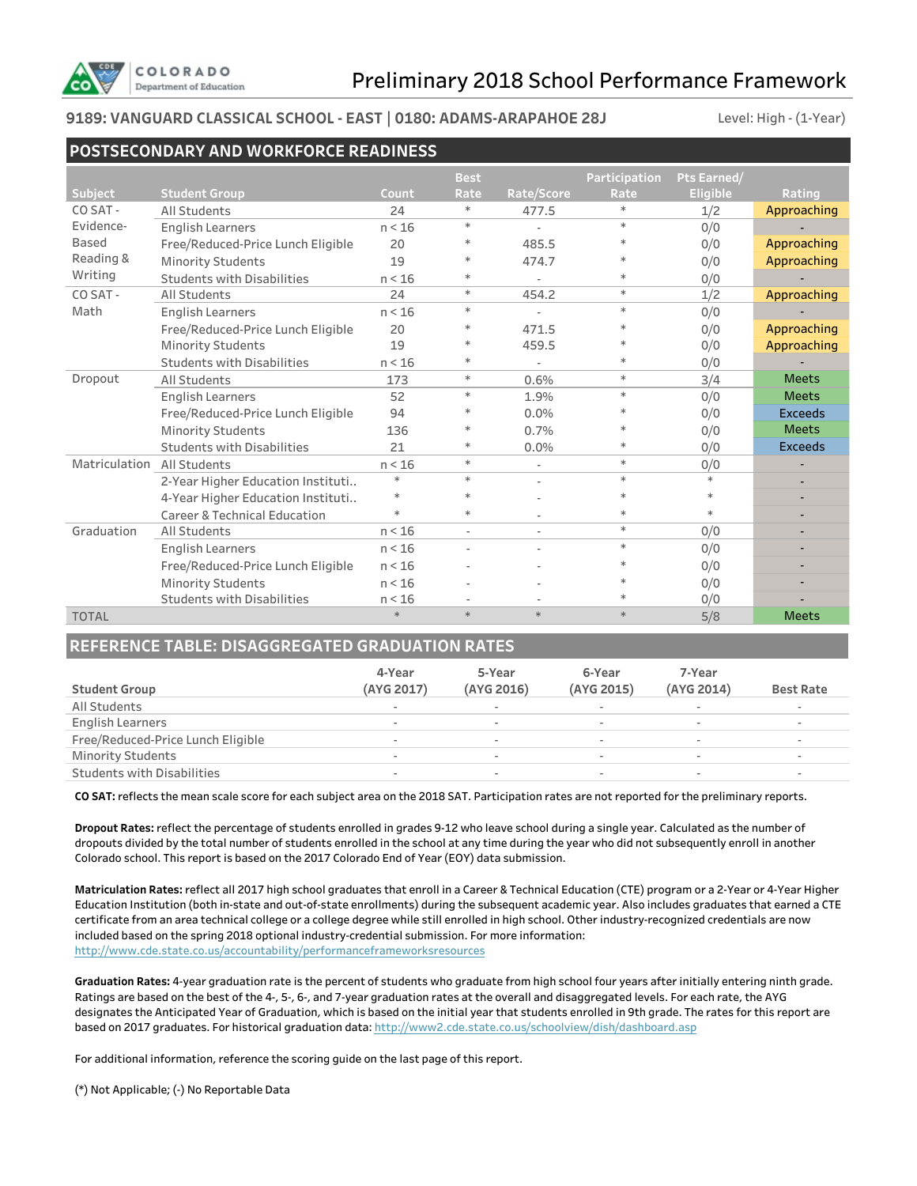# Preliminary 2018 School Performance Framework

**9189: VANGUARD CLASSICAL SCHOOL - EAST | 0180: ADAMS-ARAPAHOE 28J**

Level: High - (1-Year)

## POSTSECONDARY AND WORKFORCE READINESS

| Subject | Student Group | Count | Best Rate | Rate/Score | Participation Rate | Pts Earned/ Eligible | Rating |
|---|---|---|---|---|---|---|---|
| CO SAT - Evidence-Based Reading & Writing | All Students | 24 | * | 477.5 | * | 1/2 | Approaching |
| | English Learners | n < 16 | * | - | * | 0/0 | - |
| | Free/Reduced-Price Lunch Eligible | 20 | * | 485.5 | * | 0/0 | Approaching |
| | Minority Students | 19 | * | 474.7 | * | 0/0 | Approaching |
| | Students with Disabilities | n < 16 | * | - | * | 0/0 | - |
| CO SAT - Math | All Students | 24 | * | 454.2 | * | 1/2 | Approaching |
| | English Learners | n < 16 | * | - | * | 0/0 | - |
| | Free/Reduced-Price Lunch Eligible | 20 | * | 471.5 | * | 0/0 | Approaching |
| | Minority Students | 19 | * | 459.5 | * | 0/0 | Approaching |
| | Students with Disabilities | n < 16 | * | - | * | 0/0 | - |
| Dropout | All Students | 173 | * | 0.6% | * | 3/4 | Meets |
| | English Learners | 52 | * | 1.9% | * | 0/0 | Meets |
| | Free/Reduced-Price Lunch Eligible | 94 | * | 0.0% | * | 0/0 | Exceeds |
| | Minority Students | 136 | * | 0.7% | * | 0/0 | Meets |
| | Students with Disabilities | 21 | * | 0.0% | * | 0/0 | Exceeds |
| Matriculation | All Students | n < 16 | * | - | * | 0/0 | - |
| | 2-Year Higher Education Instituti.. | * | * | - | * | * | - |
| | 4-Year Higher Education Instituti.. | * | * | - | * | * | - |
| | Career & Technical Education | * | * | - | * | * | - |
| Graduation | All Students | n < 16 | - | - | * | 0/0 | - |
| | English Learners | n < 16 | - | - | * | 0/0 | - |
| | Free/Reduced-Price Lunch Eligible | n < 16 | - | - | * | 0/0 | - |
| | Minority Students | n < 16 | - | - | * | 0/0 | - |
| | Students with Disabilities | n < 16 | - | - | * | 0/0 | - |
| TOTAL | | * | * | * | * | 5/8 | Meets |

## REFERENCE TABLE: DISAGGREGATED GRADUATION RATES

| Student Group | 4-Year (AYG 2017) | 5-Year (AYG 2016) | 6-Year (AYG 2015) | 7-Year (AYG 2014) | Best Rate |
|---|---|---|---|---|---|
| All Students | - | - | - | - | - |
| English Learners | - | - | - | - | - |
| Free/Reduced-Price Lunch Eligible | - | - | - | - | - |
| Minority Students | - | - | - | - | - |
| Students with Disabilities | - | - | - | - | - |

**CO SAT:** reflects the mean scale score for each subject area on the 2018 SAT. Participation rates are not reported for the preliminary reports.

**Dropout Rates:** reflect the percentage of students enrolled in grades 9-12 who leave school during a single year. Calculated as the number of dropouts divided by the total number of students enrolled in the school at any time during the year who did not subsequently enroll in another Colorado school. This report is based on the 2017 Colorado End of Year (EOY) data submission.

**Matriculation Rates:** reflect all 2017 high school graduates that enroll in a Career & Technical Education (CTE) program or a 2-Year or 4-Year Higher Education Institution (both in-state and out-of-state enrollments) during the subsequent academic year. Also includes graduates that earned a CTE certificate from an area technical college or a college degree while still enrolled in high school. Other industry-recognized credentials are now included based on the spring 2018 optional industry-credential submission. For more information: http://www.cde.state.co.us/accountability/performanceframeworksresources

**Graduation Rates:** 4-year graduation rate is the percent of students who graduate from high school four years after initially entering ninth grade. Ratings are based on the best of the 4-, 5-, 6-, and 7-year graduation rates at the overall and disaggregated levels. For each rate, the AYG designates the Anticipated Year of Graduation, which is based on the initial year that students enrolled in 9th grade. The rates for this report are based on 2017 graduates. For historical graduation data: http://www2.cde.state.co.us/schoolview/dish/dashboard.asp

For additional information, reference the scoring guide on the last page of this report.

(*) Not Applicable; (-) No Reportable Data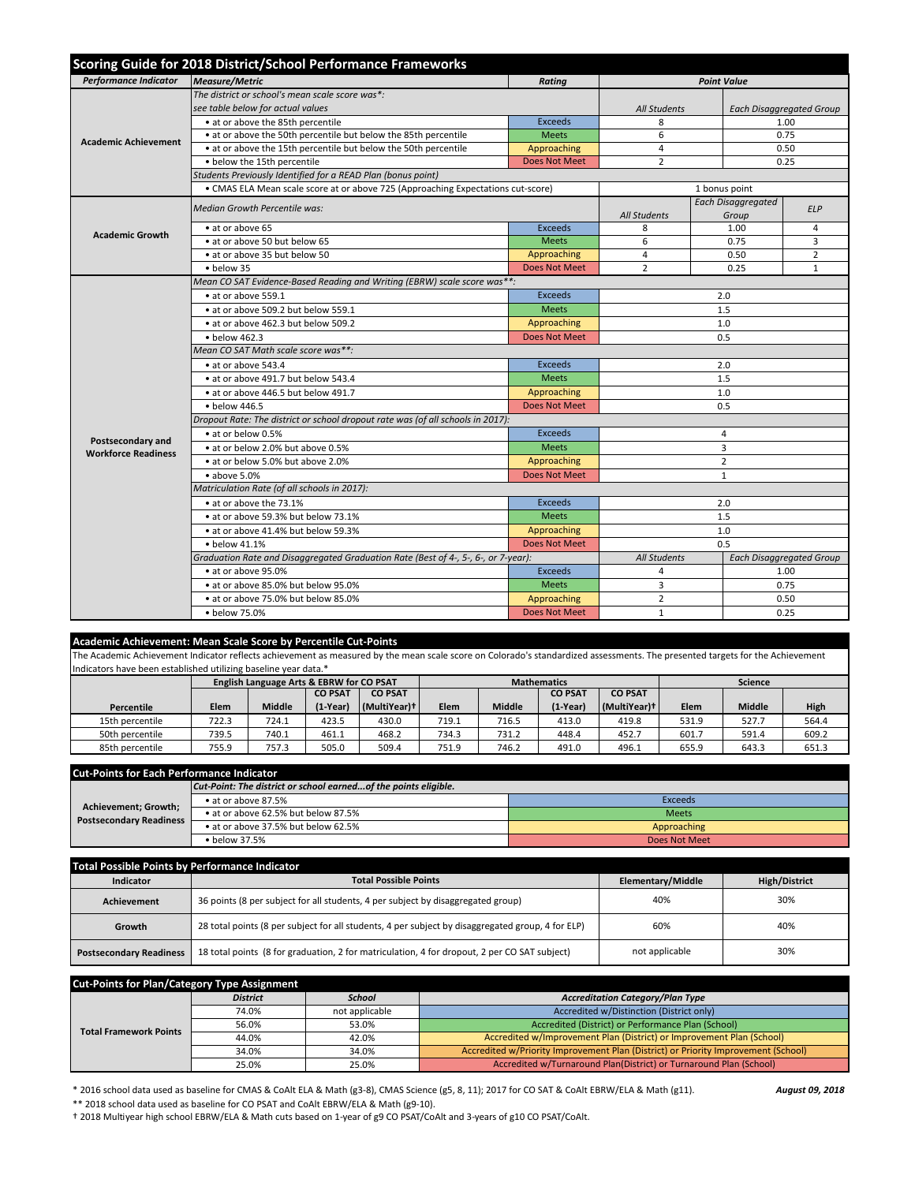## Scoring Guide for 2018 District/School Performance Frameworks

| Performance Indicator | Measure/Metric | Rating | Point Value | | |
|---|---|---|---|---|---|
| Academic Achievement | *The district or school's mean scale score was\*: see table below for actual values* | | *All Students* | *Each Disaggregated Group* | |
| | • at or above the 85th percentile | Exceeds | 8 | 1.00 | |
| | • at or above the 50th percentile but below the 85th percentile | Meets | 6 | 0.75 | |
| | • at or above the 15th percentile but below the 50th percentile | Approaching | 4 | 0.50 | |
| | • below the 15th percentile | Does Not Meet | 2 | 0.25 | |
| | *Students Previously Identified for a READ Plan (bonus point)* | | | | |
| | • CMAS ELA Mean scale score at or above 725 (Approaching Expectations cut-score) | | 1 bonus point | | |
| Academic Growth | *Median Growth Percentile was:* | | *All Students* | *Each Disaggregated Group* | *ELP* |
| | • at or above 65 | Exceeds | 8 | 1.00 | 4 |
| | • at or above 50 but below 65 | Meets | 6 | 0.75 | 3 |
| | • at or above 35 but below 50 | Approaching | 4 | 0.50 | 2 |
| | • below 35 | Does Not Meet | 2 | 0.25 | 1 |
| Postsecondary and Workforce Readiness | *Mean CO SAT Evidence-Based Reading and Writing (EBRW) scale score was\*\*:* | | | | |
| | • at or above 559.1 | Exceeds | 2.0 | | |
| | • at or above 509.2 but below 559.1 | Meets | 1.5 | | |
| | • at or above 462.3 but below 509.2 | Approaching | 1.0 | | |
| | • below 462.3 | Does Not Meet | 0.5 | | |
| | *Mean CO SAT Math scale score was\*\*:* | | | | |
| | • at or above 543.4 | Exceeds | 2.0 | | |
| | • at or above 491.7 but below 543.4 | Meets | 1.5 | | |
| | • at or above 446.5 but below 491.7 | Approaching | 1.0 | | |
| | • below 446.5 | Does Not Meet | 0.5 | | |
| | *Dropout Rate: The district or school dropout rate was (of all schools in 2017):* | | | | |
| | • at or below 0.5% | Exceeds | 4 | | |
| | • at or below 2.0% but above 0.5% | Meets | 3 | | |
| | • at or below 5.0% but above 2.0% | Approaching | 2 | | |
| | • above 5.0% | Does Not Meet | 1 | | |
| | *Matriculation Rate (of all schools in 2017):* | | | | |
| | • at or above the 73.1% | Exceeds | 2.0 | | |
| | • at or above 59.3% but below 73.1% | Meets | 1.5 | | |
| | • at or above 41.4% but below 59.3% | Approaching | 1.0 | | |
| | • below 41.1% | Does Not Meet | 0.5 | | |
| | *Graduation Rate and Disaggregated Graduation Rate (Best of 4-, 5-, 6-, or 7-year):* | | *All Students* | *Each Disaggregated Group* | |
| | • at or above 95.0% | Exceeds | 4 | 1.00 | |
| | • at or above 85.0% but below 95.0% | Meets | 3 | 0.75 | |
| | • at or above 75.0% but below 85.0% | Approaching | 2 | 0.50 | |
| | • below 75.0% | Does Not Meet | 1 | 0.25 | |

## Academic Achievement: Mean Scale Score by Percentile Cut-Points

The Academic Achievement Indicator reflects achievement as measured by the mean scale score on Colorado's standardized assessments. The presented targets for the Achievement Indicators have been established utilizing baseline year data.*

| | English Language Arts & EBRW for CO PSAT | | | | Mathematics | | | | Science | | |
|---|---|---|---|---|---|---|---|---|---|---|---|
| Percentile | Elem | Middle | CO PSAT (1-Year) | CO PSAT (MultiYear)† | Elem | Middle | CO PSAT (1-Year) | CO PSAT (MultiYear)† | Elem | Middle | High |
| 15th percentile | 722.3 | 724.1 | 423.5 | 430.0 | 719.1 | 716.5 | 413.0 | 419.8 | 531.9 | 527.7 | 564.4 |
| 50th percentile | 739.5 | 740.1 | 461.1 | 468.2 | 734.3 | 731.2 | 448.4 | 452.7 | 601.7 | 591.4 | 609.2 |
| 85th percentile | 755.9 | 757.3 | 505.0 | 509.4 | 751.9 | 746.2 | 491.0 | 496.1 | 655.9 | 643.3 | 651.3 |

## Cut-Points for Each Performance Indicator

| | | |
|---|---|---|
| Achievement; Growth; Postsecondary Readiness | *Cut-Point: The district or school earned...of the points eligible.* | |
| | • at or above 87.5% | Exceeds |
| | • at or above 62.5% but below 87.5% | Meets |
| | • at or above 37.5% but below 62.5% | Approaching |
| | • below 37.5% | Does Not Meet |

## Total Possible Points by Performance Indicator

| Indicator | Total Possible Points | Elementary/Middle | High/District |
|---|---|---|---|
| Achievement | 36 points (8 per subject for all students, 4 per subject by disaggregated group) | 40% | 30% |
| Growth | 28 total points (8 per subject for all students, 4 per subject by disaggregated group, 4 for ELP) | 60% | 40% |
| Postsecondary Readiness | 18 total points (8 for graduation, 2 for matriculation, 4 for dropout, 2 per CO SAT subject) | not applicable | 30% |

## Cut-Points for Plan/Category Type Assignment

| | District | School | Accreditation Category/Plan Type |
|---|---|---|---|
| Total Framework Points | 74.0% | not applicable | Accredited w/Distinction (District only) |
| | 56.0% | 53.0% | Accredited (District) or Performance Plan (School) |
| | 44.0% | 42.0% | Accredited w/Improvement Plan (District) or Improvement Plan (School) |
| | 34.0% | 34.0% | Accredited w/Priority Improvement Plan (District) or Priority Improvement (School) |
| | 25.0% | 25.0% | Accredited w/Turnaround Plan(District) or Turnaround Plan (School) |

\* 2016 school data used as baseline for CMAS & CoAlt ELA & Math (g3-8), CMAS Science (g5, 8, 11); 2017 for CO SAT & CoAlt EBRW/ELA & Math (g11).

\*\* 2018 school data used as baseline for CO PSAT and CoAlt EBRW/ELA & Math (g9-10).

† 2018 Multiyear high school EBRW/ELA & Math cuts based on 1-year of g9 CO PSAT/CoAlt and 3-years of g10 CO PSAT/CoAlt.

***August 09, 2018***